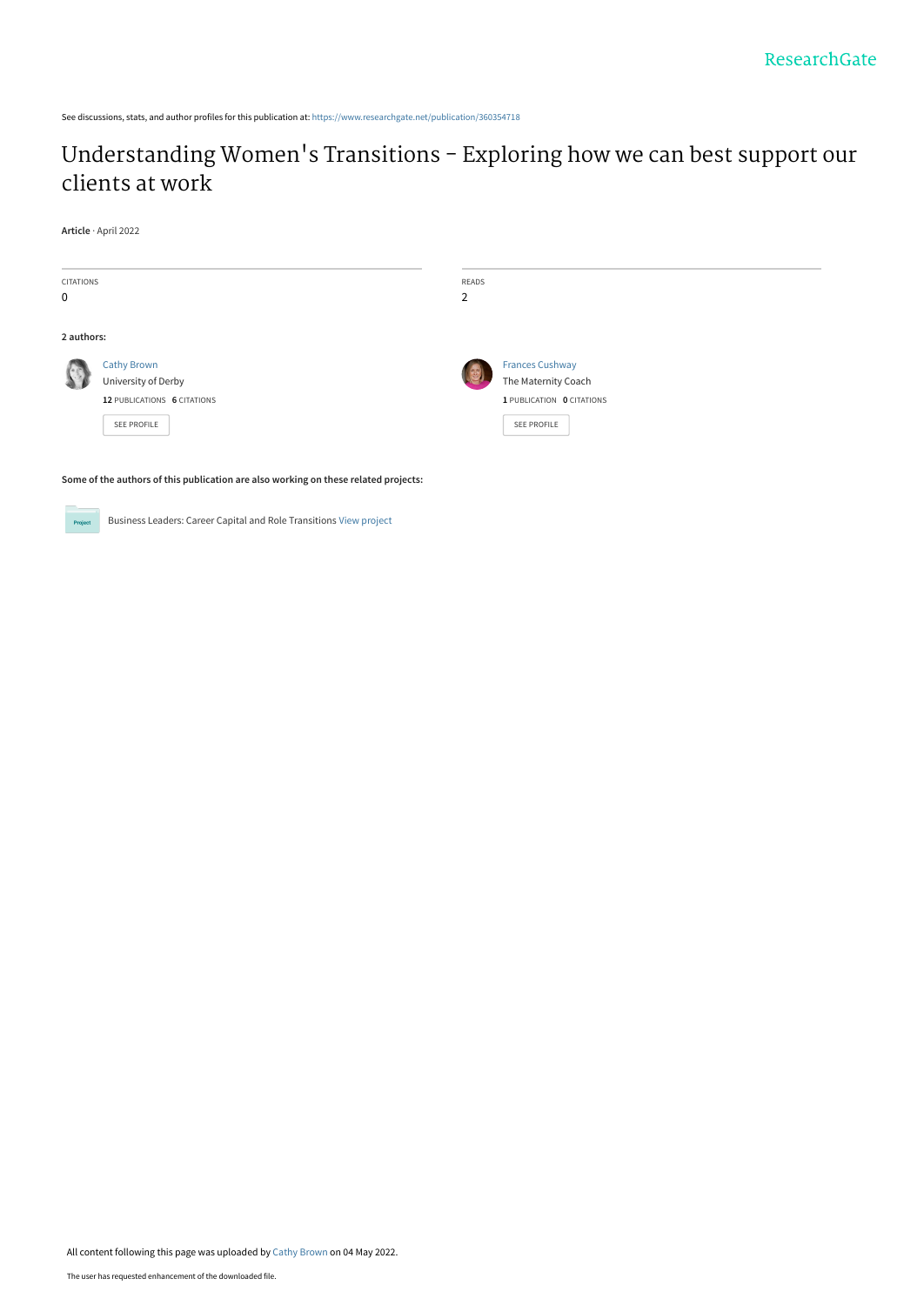See discussions, stats, and author profiles for this publication at: https://www.researchgate.net/publication/360354718

# Understanding Women's Transitions - Exploring how we can best support our clients at work

**Article** · April 2022

CITATIONS
0

READS
2

**2 authors:**

Cathy Brown
University of Derby
**12** PUBLICATIONS **6** CITATIONS
SEE PROFILE

Frances Cushway
The Maternity Coach
**1** PUBLICATION **0** CITATIONS
SEE PROFILE

**Some of the authors of this publication are also working on these related projects:**

Business Leaders: Career Capital and Role Transitions View project

All content following this page was uploaded by Cathy Brown on 04 May 2022.

The user has requested enhancement of the downloaded file.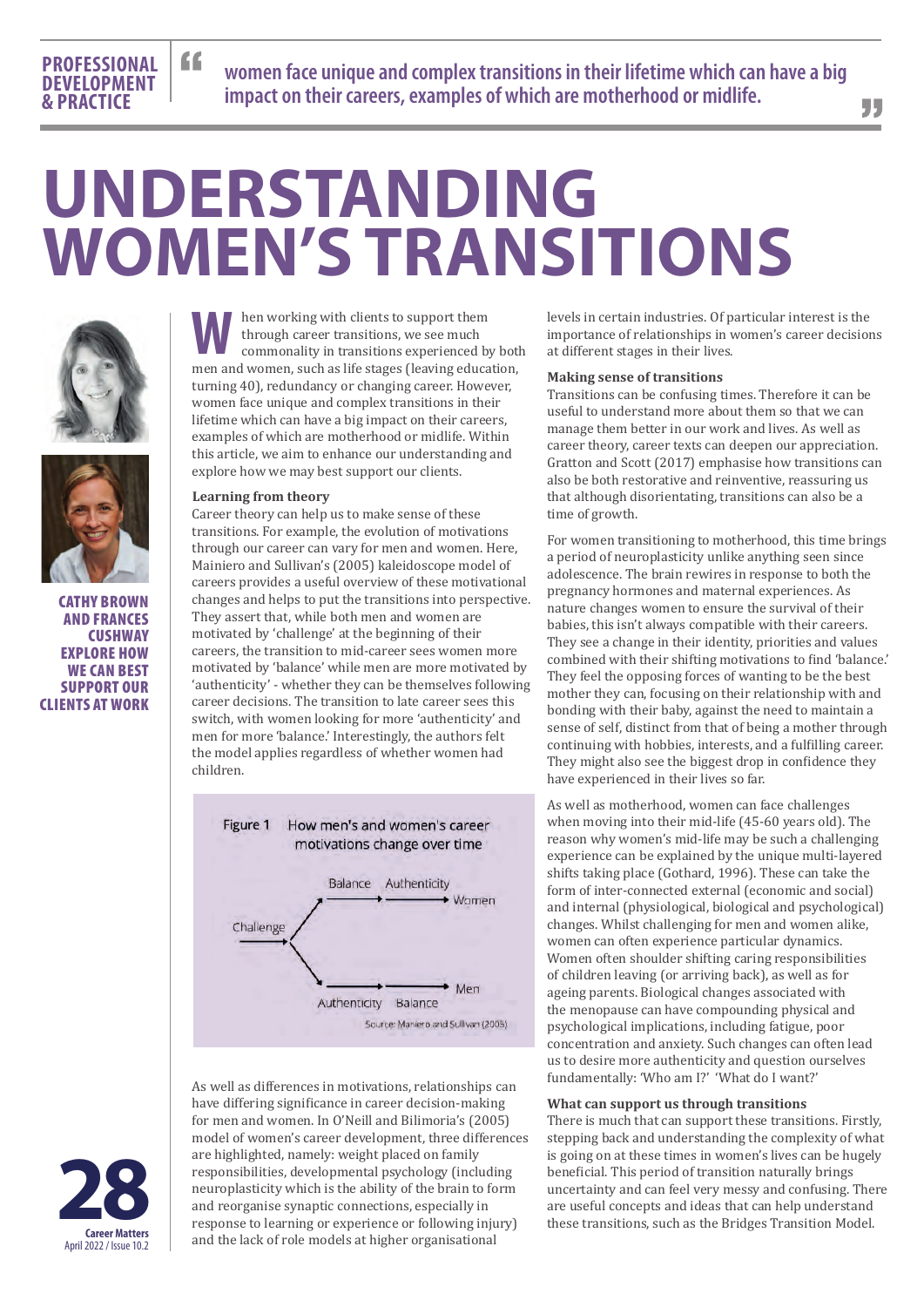> "women face unique and complex transitions in their lifetime which can have a big impact on their careers, examples of which are motherhood or midlife."

# UNDERSTANDING WOMEN'S TRANSITIONS

**CATHY BROWN AND FRANCES CUSHWAY EXPLORE HOW WE CAN BEST SUPPORT OUR CLIENTS AT WORK**

When working with clients to support them through career transitions, we see much commonality in transitions experienced by both men and women, such as life stages (leaving education, turning 40), redundancy or changing career. However, women face unique and complex transitions in their lifetime which can have a big impact on their careers, examples of which are motherhood or midlife. Within this article, we aim to enhance our understanding and explore how we may best support our clients.

### Learning from theory

Career theory can help us to make sense of these transitions. For example, the evolution of motivations through our career can vary for men and women. Here, Mainiero and Sullivan's (2005) kaleidoscope model of careers provides a useful overview of these motivational changes and helps to put the transitions into perspective. They assert that, while both men and women are motivated by 'challenge' at the beginning of their careers, the transition to mid-career sees women more motivated by 'balance' while men are more motivated by 'authenticity' - whether they can be themselves following career decisions. The transition to late career sees this switch, with women looking for more 'authenticity' and men for more 'balance.' Interestingly, the authors felt the model applies regardless of whether women had children.

Figure 1 How men's and women's career motivations change over time

Challenge

Balance

Authenticity

Women

Authenticity

Balance

Men

Source: Mainiero and Sullivan (2005)

As well as differences in motivations, relationships can have differing significance in career decision-making for men and women. In O'Neill and Bilimoria's (2005) model of women's career development, three differences are highlighted, namely: weight placed on family responsibilities, developmental psychology (including neuroplasticity which is the ability of the brain to form and reorganise synaptic connections, especially in response to learning or experience or following injury) and the lack of role models at higher organisational levels in certain industries. Of particular interest is the importance of relationships in women's career decisions at different stages in their lives.

### Making sense of transitions

Transitions can be confusing times. Therefore it can be useful to understand more about them so that we can manage them better in our work and lives. As well as career theory, career texts can deepen our appreciation. Gratton and Scott (2017) emphasise how transitions can also be both restorative and reinventive, reassuring us that although disorientating, transitions can also be a time of growth.

For women transitioning to motherhood, this time brings a period of neuroplasticity unlike anything seen since adolescence. The brain rewires in response to both the pregnancy hormones and maternal experiences. As nature changes women to ensure the survival of their babies, this isn't always compatible with their careers. They see a change in their identity, priorities and values combined with their shifting motivations to find 'balance.' They feel the opposing forces of wanting to be the best mother they can, focusing on their relationship with and bonding with their baby, against the need to maintain a sense of self, distinct from that of being a mother through continuing with hobbies, interests, and a fulfilling career. They might also see the biggest drop in confidence they have experienced in their lives so far.

As well as motherhood, women can face challenges when moving into their mid-life (45-60 years old). The reason why women's mid-life may be such a challenging experience can be explained by the unique multi-layered shifts taking place (Gothard, 1996). These can take the form of inter-connected external (economic and social) and internal (physiological, biological and psychological) changes. Whilst challenging for men and women alike, women can often experience particular dynamics. Women often shoulder shifting caring responsibilities of children leaving (or arriving back), as well as for ageing parents. Biological changes associated with the menopause can have compounding physical and psychological implications, including fatigue, poor concentration and anxiety. Such changes can often lead us to desire more authenticity and question ourselves fundamentally: 'Who am I?' 'What do I want?'

### What can support us through transitions

There is much that can support these transitions. Firstly, stepping back and understanding the complexity of what is going on at these times in women's lives can be hugely beneficial. This period of transition naturally brings uncertainty and can feel very messy and confusing. There are useful concepts and ideas that can help understand these transitions, such as the Bridges Transition Model.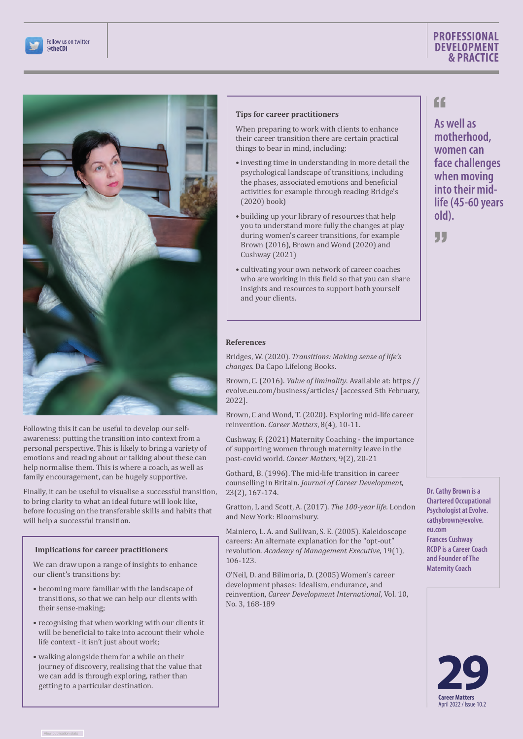Following this it can be useful to develop our self-awareness: putting the transition into context from a personal perspective. This is likely to bring a variety of emotions and reading about or talking about these can help normalise them. This is where a coach, as well as family encouragement, can be hugely supportive.

Finally, it can be useful to visualise a successful transition, to bring clarity to what an ideal future will look like, before focusing on the transferable skills and habits that will help a successful transition.

### Implications for career practitioners

We can draw upon a range of insights to enhance our client's transitions by:

- becoming more familiar with the landscape of transitions, so that we can help our clients with their sense-making;
- recognising that when working with our clients it will be beneficial to take into account their whole life context - it isn't just about work;
- walking alongside them for a while on their journey of discovery, realising that the value that we can add is through exploring, rather than getting to a particular destination.

### Tips for career practitioners

When preparing to work with clients to enhance their career transition there are certain practical things to bear in mind, including:

- investing time in understanding in more detail the psychological landscape of transitions, including the phases, associated emotions and beneficial activities for example through reading Bridge's (2020) book)
- building up your library of resources that help you to understand more fully the changes at play during women's career transitions, for example Brown (2016), Brown and Wond (2020) and Cushway (2021)
- cultivating your own network of career coaches who are working in this field so that you can share insights and resources to support both yourself and your clients.

### References

Bridges, W. (2020). *Transitions: Making sense of life's changes.* Da Capo Lifelong Books.

Brown, C. (2016). *Value of liminality.* Available at: https://evolve.eu.com/business/articles/ [accessed 5th February, 2022].

Brown, C and Wond, T. (2020). Exploring mid-life career reinvention. *Career Matters*, 8(4), 10-11.

Cushway, F. (2021) Maternity Coaching - the importance of supporting women through maternity leave in the post-covid world. *Career Matters,* 9(2), 20-21

Gothard, B. (1996). The mid-life transition in career counselling in Britain. *Journal of Career Development*, 23(2), 167-174.

Gratton, L and Scott, A. (2017). *The 100-year life.* London and New York: Bloomsbury.

Mainiero, L. A. and Sullivan, S. E. (2005). Kaleidoscope careers: An alternate explanation for the "opt-out" revolution. *Academy of Management Executive*, 19(1), 106-123.

O'Neil, D. and Bilimoria, D. (2005) Women's career development phases: Idealism, endurance, and reinvention, *Career Development International*, Vol. 10, No. 3, 168-189

> "As well as motherhood, women can face challenges when moving into their mid-life (45-60 years old)."

**Dr. Cathy Brown is a Chartered Occupational Psychologist at Evolve. cathybrown@evolve.eu.com**

**Frances Cushway RCDP is a Career Coach and Founder of The Maternity Coach**